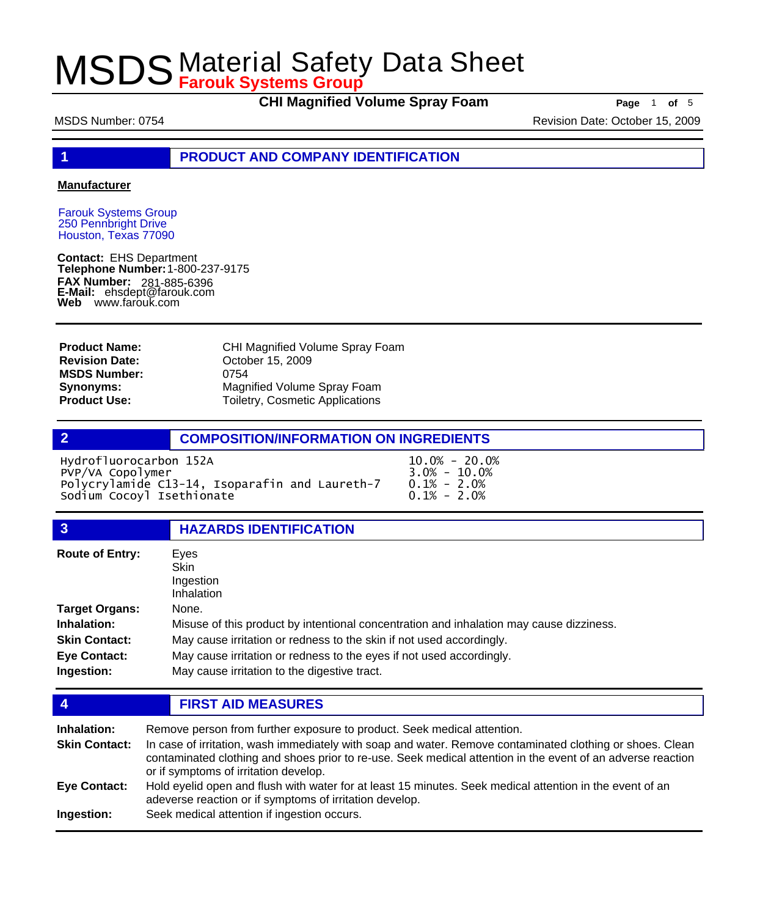# MSDS Material Safety Data Sheet

**Farouk Systems Group**

**CHI Magnified Volume Spray Foam**

MSDS Number: 0754

Revision Date: October 15, 2009

## 1 PRODUCT AND COMPANY IDENTIFICATION

**Manufacturer**

Farouk Systems Group
250 Pennbright Drive
Houston, Texas 77090

**Contact:** EHS Department
**Telephone Number:** 1-800-237-9175
**FAX Number:** 281-885-6396
**E-Mail:** ehsdept@farouk.com
**Web** www.farouk.com

| | |
|---|---|
| **Product Name:** | CHI Magnified Volume Spray Foam |
| **Revision Date:** | October 15, 2009 |
| **MSDS Number:** | 0754 |
| **Synonyms:** | Magnified Volume Spray Foam |
| **Product Use:** | Toiletry, Cosmetic Applications |

## 2 COMPOSITION/INFORMATION ON INGREDIENTS

| Ingredient | Concentration |
|---|---|
| Hydrofluorocarbon 152A | 10.0% - 20.0% |
| PVP/VA Copolymer | 3.0% - 10.0% |
| Polycrylamide C13-14, Isoparafin and Laureth-7 | 0.1% - 2.0% |
| Sodium Cocoyl Isethionate | 0.1% - 2.0% |

## 3 HAZARDS IDENTIFICATION

**Route of Entry:** Eyes
Skin
Ingestion
Inhalation

**Target Organs:** None.

**Inhalation:** Misuse of this product by intentional concentration and inhalation may cause dizziness.

**Skin Contact:** May cause irritation or redness to the skin if not used accordingly.

**Eye Contact:** May cause irritation or redness to the eyes if not used accordingly.

**Ingestion:** May cause irritation to the digestive tract.

## 4 FIRST AID MEASURES

**Inhalation:** Remove person from further exposure to product. Seek medical attention.

**Skin Contact:** In case of irritation, wash immediately with soap and water. Remove contaminated clothing or shoes. Clean contaminated clothing and shoes prior to re-use. Seek medical attention in the event of an adverse reaction or if symptoms of irritation develop.

**Eye Contact:** Hold eyelid open and flush with water for at least 15 minutes. Seek medical attention in the event of an adeverse reaction or if symptoms of irritation develop.

**Ingestion:** Seek medical attention if ingestion occurs.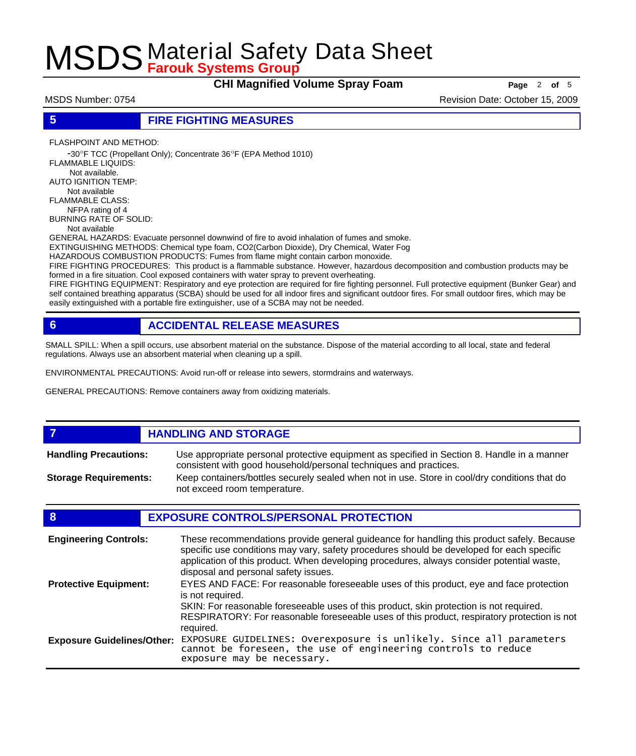## 5 FIRE FIGHTING MEASURES

FLASHPOINT AND METHOD:
-30°F TCC (Propellant Only); Concentrate 36°F (EPA Method 1010)

FLAMMABLE LIQUIDS:
Not available.

AUTO IGNITION TEMP:
Not available

FLAMMABLE CLASS:
NFPA rating of 4

BURNING RATE OF SOLID:
Not available

GENERAL HAZARDS: Evacuate personnel downwind of fire to avoid inhalation of fumes and smoke.

EXTINGUISHING METHODS: Chemical type foam, CO2(Carbon Dioxide), Dry Chemical, Water Fog

HAZARDOUS COMBUSTION PRODUCTS: Fumes from flame might contain carbon monoxide.

FIRE FIGHTING PROCEDURES: This product is a flammable substance. However, hazardous decomposition and combustion products may be formed in a fire situation. Cool exposed containers with water spray to prevent overheating.

FIRE FIGHTING EQUIPMENT: Respiratory and eye protection are required for fire fighting personnel. Full protective equipment (Bunker Gear) and self contained breathing apparatus (SCBA) should be used for all indoor fires and significant outdoor fires. For small outdoor fires, which may be easily extinguished with a portable fire extinguisher, use of a SCBA may not be needed.

## 6 ACCIDENTAL RELEASE MEASURES

SMALL SPILL: When a spill occurs, use absorbent material on the substance. Dispose of the material according to all local, state and federal regulations. Always use an absorbent material when cleaning up a spill.

ENVIRONMENTAL PRECAUTIONS: Avoid run-off or release into sewers, stormdrains and waterways.

GENERAL PRECAUTIONS: Remove containers away from oxidizing materials.

## 7 HANDLING AND STORAGE

**Handling Precautions:** Use appropriate personal protective equipment as specified in Section 8. Handle in a manner consistent with good household/personal techniques and practices.

**Storage Requirements:** Keep containers/bottles securely sealed when not in use. Store in cool/dry conditions that do not exceed room temperature.

## 8 EXPOSURE CONTROLS/PERSONAL PROTECTION

**Engineering Controls:** These recommendations provide general guideance for handling this product safely. Because specific use conditions may vary, safety procedures should be developed for each specific application of this product. When developing procedures, always consider potential waste, disposal and personal safety issues.

**Protective Equipment:** EYES AND FACE: For reasonable foreseeable uses of this product, eye and face protection is not required.
SKIN: For reasonable foreseeable uses of this product, skin protection is not required.
RESPIRATORY: For reasonable foreseeable uses of this product, respiratory protection is not required.

**Exposure Guidelines/Other:** EXPOSURE GUIDELINES: Overexposure is unlikely. Since all parameters cannot be foreseen, the use of engineering controls to reduce exposure may be necessary.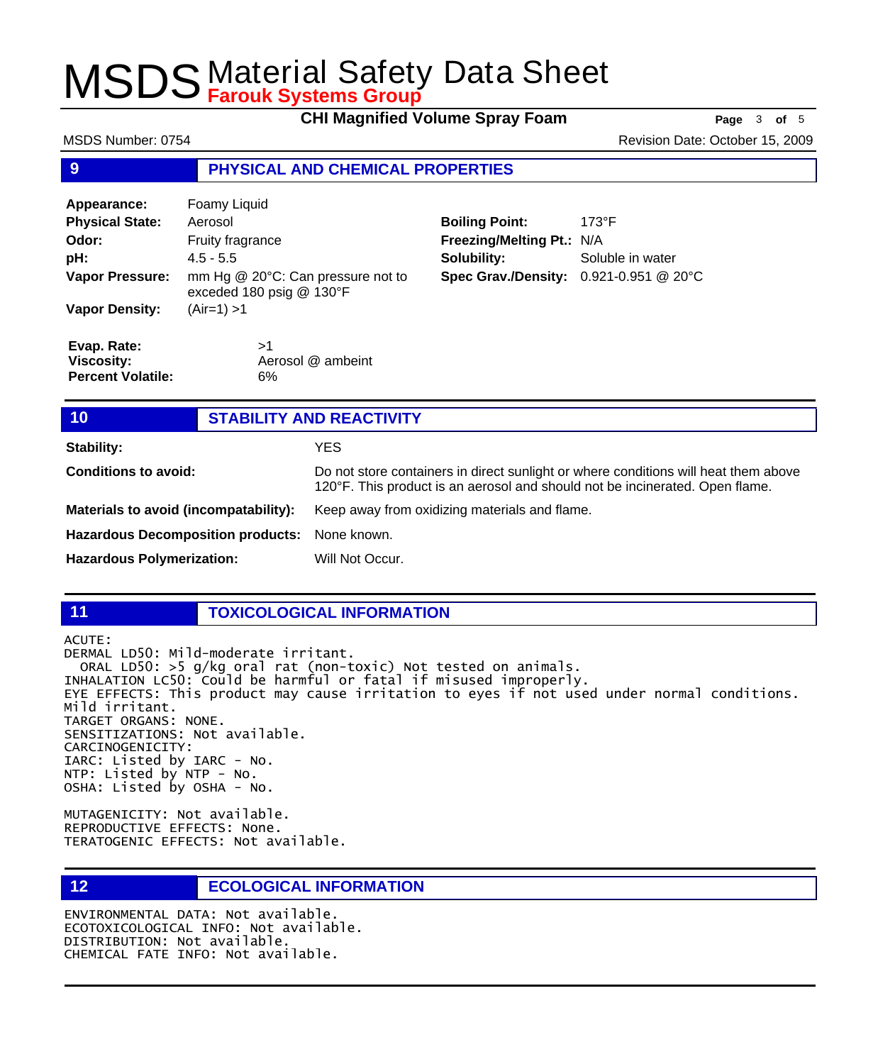## 9 PHYSICAL AND CHEMICAL PROPERTIES

| | |
|---|---|
| **Appearance:** | Foamy Liquid |
| **Physical State:** | Aerosol |
| **Odor:** | Fruity fragrance |
| **pH:** | 4.5 - 5.5 |
| **Vapor Pressure:** | mm Hg @ 20°C: Can pressure not to exceded 180 psig @ 130°F |
| **Vapor Density:** | (Air=1) >1 |
| **Boiling Point:** | 173°F |
| **Freezing/Melting Pt.:** | N/A |
| **Solubility:** | Soluble in water |
| **Spec Grav./Density:** | 0.921-0.951 @ 20°C |
| **Evap. Rate:** | >1 |
| **Viscosity:** | Aerosol @ ambeint |
| **Percent Volatile:** | 6% |

## 10 STABILITY AND REACTIVITY

| | |
|---|---|
| **Stability:** | YES |
| **Conditions to avoid:** | Do not store containers in direct sunlight or where conditions will heat them above 120°F. This product is an aerosol and should not be incinerated. Open flame. |
| **Materials to avoid (incompatability):** | Keep away from oxidizing materials and flame. |
| **Hazardous Decomposition products:** | None known. |
| **Hazardous Polymerization:** | Will Not Occur. |

## 11 TOXICOLOGICAL INFORMATION

ACUTE:
DERMAL LD50: Mild-moderate irritant.
ORAL LD50: >5 g/kg oral rat (non-toxic) Not tested on animals.
INHALATION LC50: Could be harmful or fatal if misused improperly.
EYE EFFECTS: This product may cause irritation to eyes if not used under normal conditions. Mild irritant.
TARGET ORGANS: NONE.
SENSITIZATIONS: Not available.
CARCINOGENICITY:
IARC: Listed by IARC - No.
NTP: Listed by NTP - No.
OSHA: Listed by OSHA - No.

MUTAGENICITY: Not available.
REPRODUCTIVE EFFECTS: None.
TERATOGENIC EFFECTS: Not available.

## 12 ECOLOGICAL INFORMATION

ENVIRONMENTAL DATA: Not available.
ECOTOXICOLOGICAL INFO: Not available.
DISTRIBUTION: Not available.
CHEMICAL FATE INFO: Not available.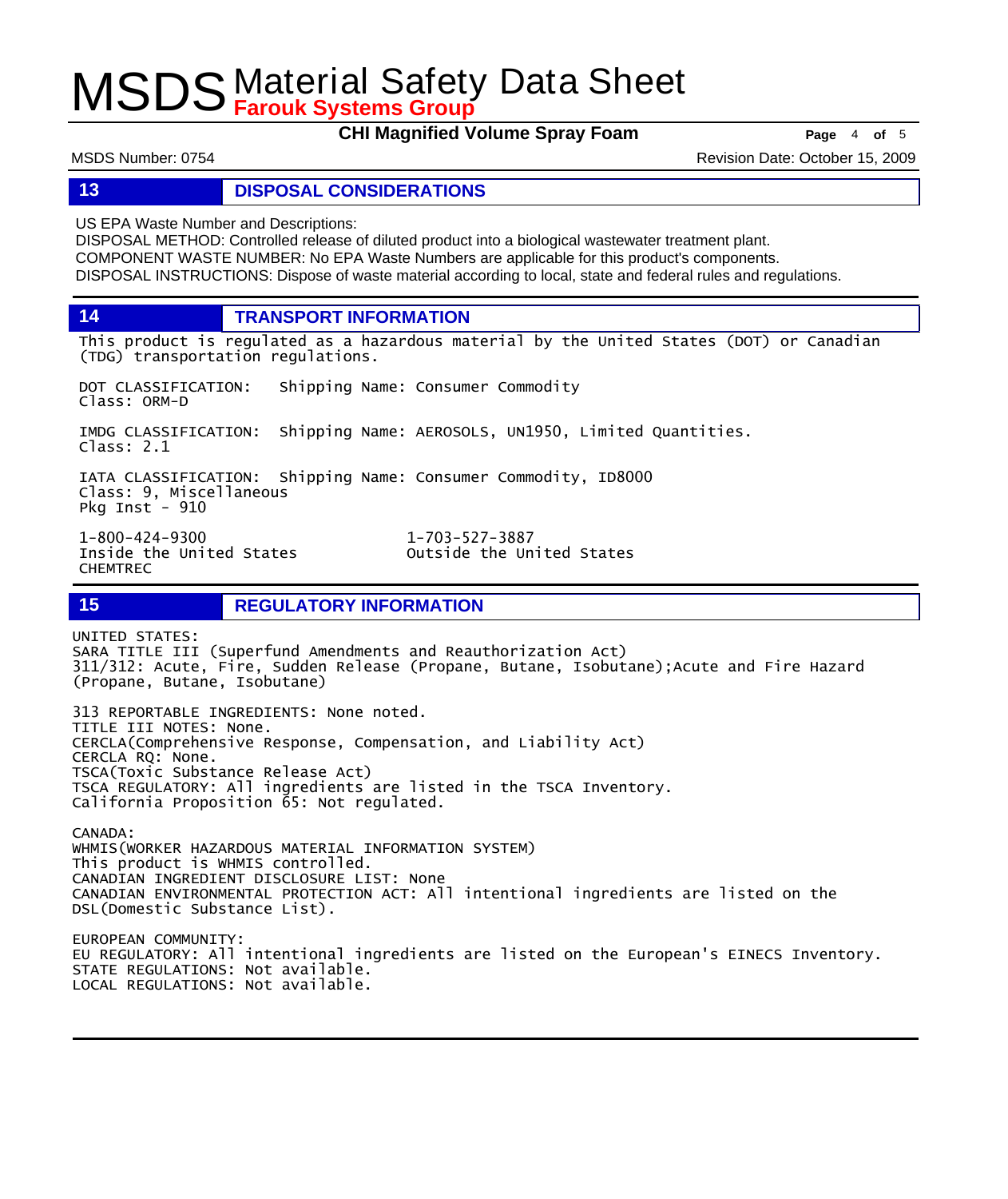## 13 DISPOSAL CONSIDERATIONS

US EPA Waste Number and Descriptions:
DISPOSAL METHOD: Controlled release of diluted product into a biological wastewater treatment plant.
COMPONENT WASTE NUMBER: No EPA Waste Numbers are applicable for this product's components.
DISPOSAL INSTRUCTIONS: Dispose of waste material according to local, state and federal rules and regulations.

## 14 TRANSPORT INFORMATION

This product is regulated as a hazardous material by the United States (DOT) or Canadian (TDG) transportation regulations.

DOT CLASSIFICATION: Shipping Name: Consumer Commodity
Class: ORM-D

IMDG CLASSIFICATION: Shipping Name: AEROSOLS, UN1950, Limited Quantities.
Class: 2.1

IATA CLASSIFICATION: Shipping Name: Consumer Commodity, ID8000
Class: 9, Miscellaneous
Pkg Inst - 910

| CHEMTREC | |
|---|---|
| 1-800-424-9300 | 1-703-527-3887 |
| Inside the United States | Outside the United States |

## 15 REGULATORY INFORMATION

UNITED STATES:
SARA TITLE III (Superfund Amendments and Reauthorization Act)
311/312: Acute, Fire, Sudden Release (Propane, Butane, Isobutane);Acute and Fire Hazard (Propane, Butane, Isobutane)

313 REPORTABLE INGREDIENTS: None noted.
TITLE III NOTES: None.
CERCLA(Comprehensive Response, Compensation, and Liability Act)
CERCLA RQ: None.
TSCA(Toxic Substance Release Act)
TSCA REGULATORY: All ingredients are listed in the TSCA Inventory.
California Proposition 65: Not regulated.

CANADA:
WHMIS(WORKER HAZARDOUS MATERIAL INFORMATION SYSTEM)
This product is WHMIS controlled.
CANADIAN INGREDIENT DISCLOSURE LIST: None
CANADIAN ENVIRONMENTAL PROTECTION ACT: All intentional ingredients are listed on the DSL(Domestic Substance List).

EUROPEAN COMMUNITY:
EU REGULATORY: All intentional ingredients are listed on the European's EINECS Inventory.
STATE REGULATIONS: Not available.
LOCAL REGULATIONS: Not available.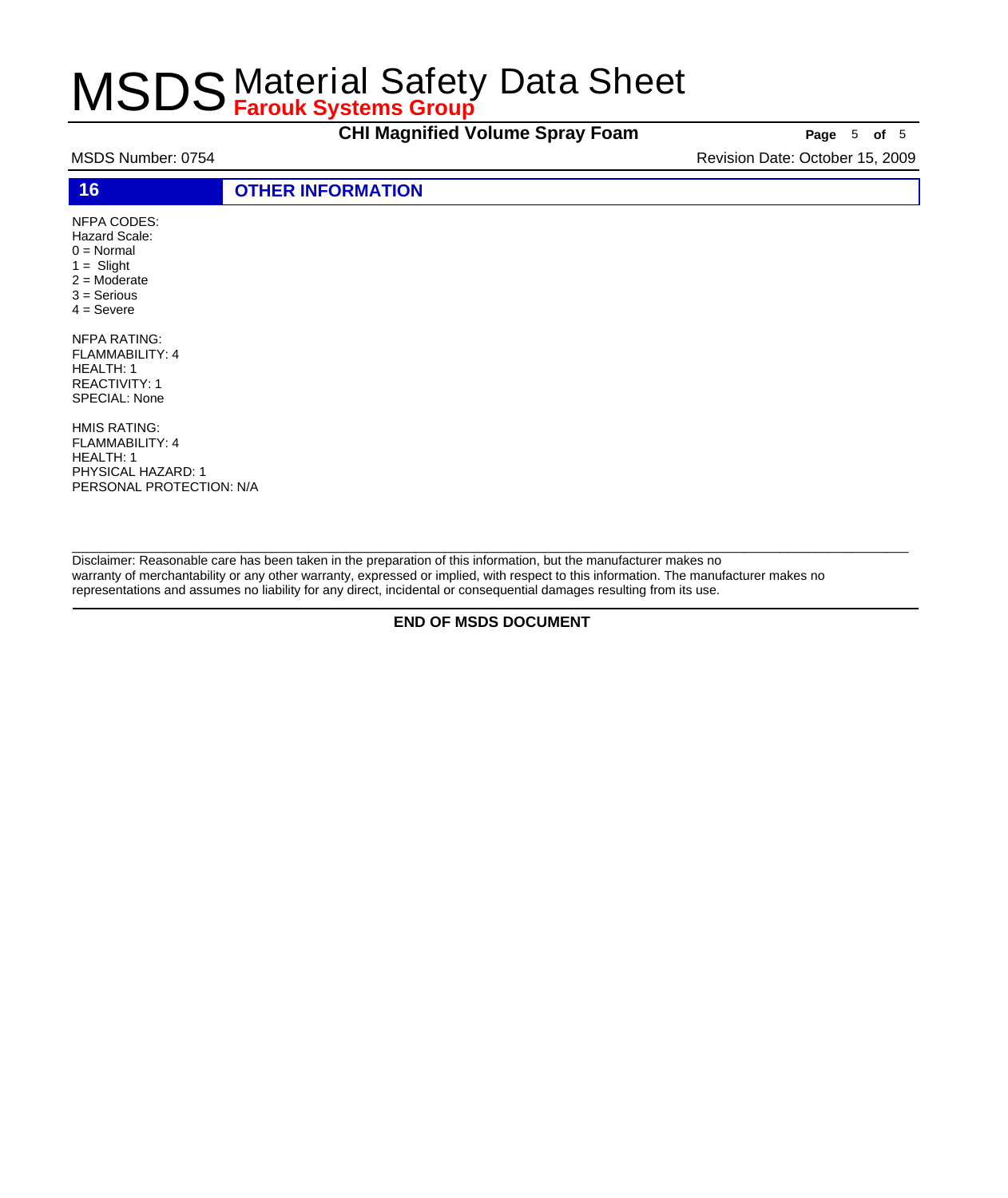# MSDS Material Safety Data Sheet
**Farouk Systems Group**

**CHI Magnified Volume Spray Foam**

MSDS Number: 0754

Revision Date: October 15, 2009

## 16 OTHER INFORMATION

NFPA CODES:
Hazard Scale:
0 = Normal
1 = Slight
2 = Moderate
3 = Serious
4 = Severe

NFPA RATING:
FLAMMABILITY: 4
HEALTH: 1
REACTIVITY: 1
SPECIAL: None

HMIS RATING:
FLAMMABILITY: 4
HEALTH: 1
PHYSICAL HAZARD: 1
PERSONAL PROTECTION: N/A

---

Disclaimer: Reasonable care has been taken in the preparation of this information, but the manufacturer makes no warranty of merchantability or any other warranty, expressed or implied, with respect to this information. The manufacturer makes no representations and assumes no liability for any direct, incidental or consequential damages resulting from its use.

---

**END OF MSDS DOCUMENT**